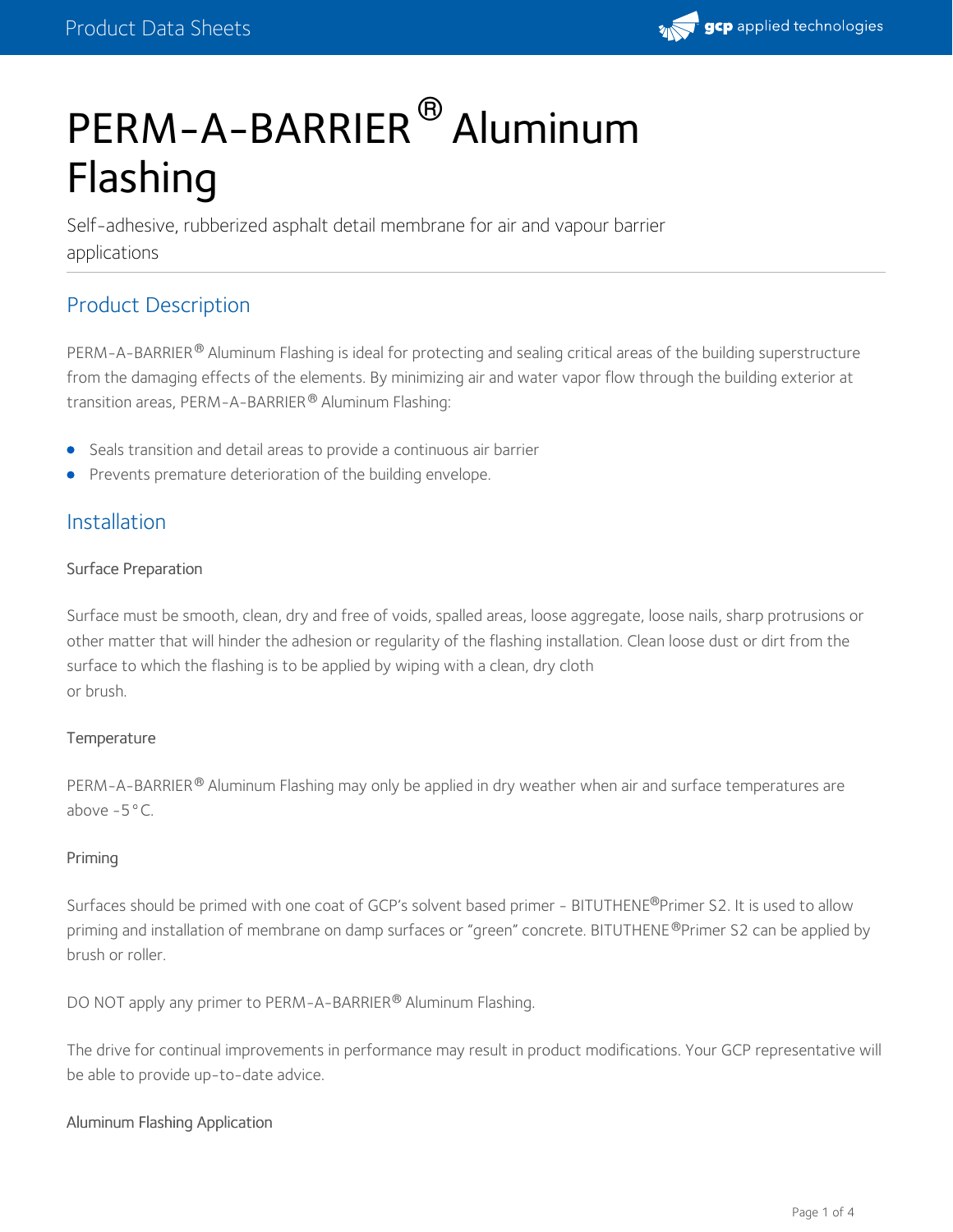# PERM-A-BARRIER® Aluminum Flashing

Self-adhesive, rubberized asphalt detail membrane for air and vapour barrier applications

## Product Description

PERM-A-BARRIER® Aluminum Flashing is ideal for protecting and sealing critical areas of the building superstructure from the damaging effects of the elements. By minimizing air and water vapor flow through the building exterior at transition areas, PERM-A-BARRIER® Aluminum Flashing:

- Seals transition and detail areas to provide a continuous air barrier
- Prevents premature deterioration of the building envelope.

## Installation

### Surface Preparation

Surface must be smooth, clean, dry and free of voids, spalled areas, loose aggregate, loose nails, sharp protrusions or other matter that will hinder the adhesion or regularity of the flashing installation. Clean loose dust or dirt from the surface to which the flashing is to be applied by wiping with a clean, dry cloth or brush.

### Temperature

PERM-A-BARRIER® Aluminum Flashing may only be applied in dry weather when air and surface temperatures are above -5°C.

### Priming

Surfaces should be primed with one coat of GCP's solvent based primer - BITUTHENE®Primer S2. It is used to allow priming and installation of membrane on damp surfaces or "green" concrete. BITUTHENE®Primer S2 can be applied by brush or roller.

DO NOT apply any primer to PERM-A-BARRIER® Aluminum Flashing.

The drive for continual improvements in performance may result in product modifications. Your GCP representative will be able to provide up-to-date advice.

### Aluminum Flashing Application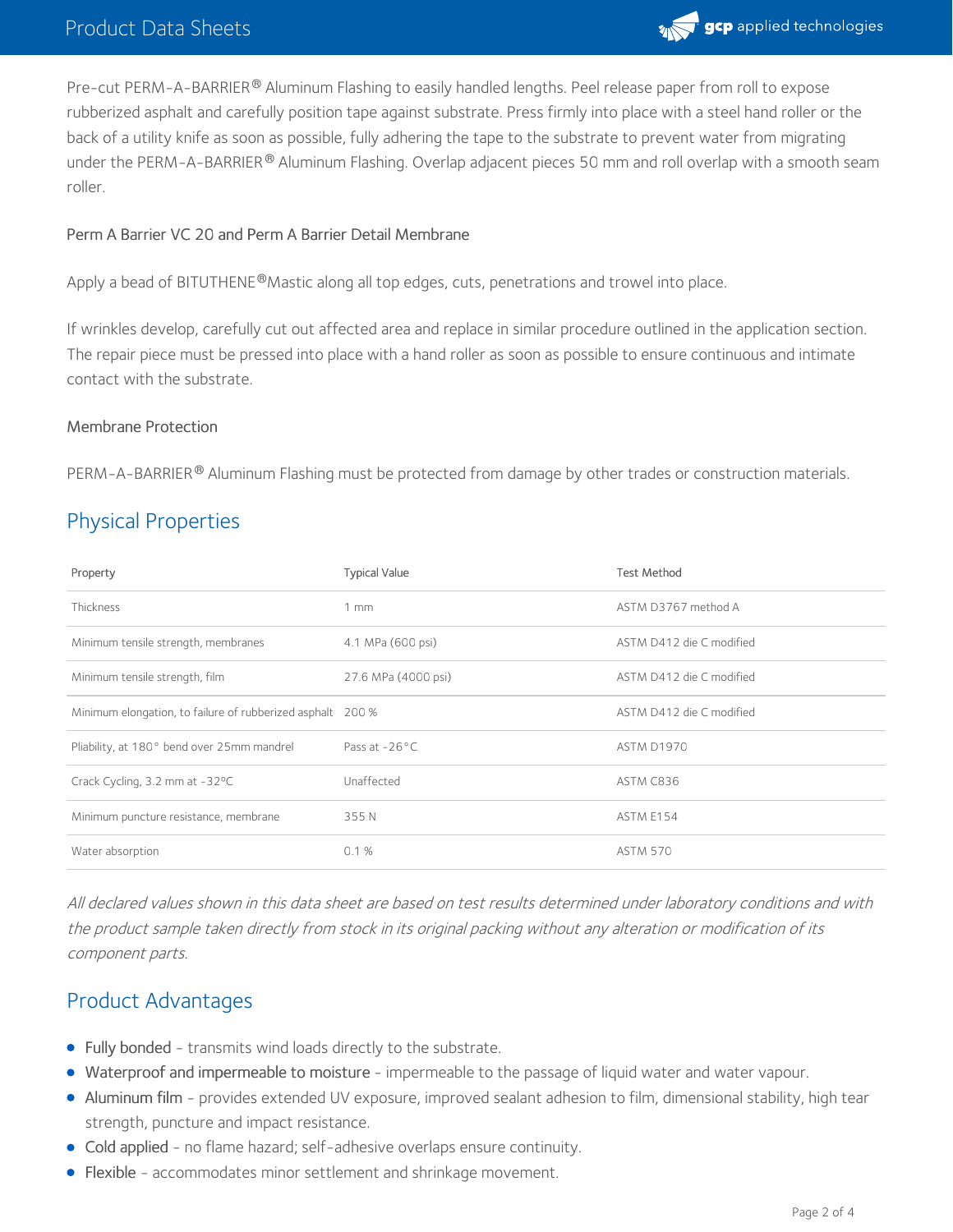Pre-cut PERM-A-BARRIER® Aluminum Flashing to easily handled lengths. Peel release paper from roll to expose rubberized asphalt and carefully position tape against substrate. Press firmly into place with a steel hand roller or the back of a utility knife as soon as possible, fully adhering the tape to the substrate to prevent water from migrating under the PERM-A-BARRIER® Aluminum Flashing. Overlap adjacent pieces 50 mm and roll overlap with a smooth seam roller.

### Perm A Barrier VC 20 and Perm A Barrier Detail Membrane

Apply a bead of BITUTHENE®Mastic along all top edges, cuts, penetrations and trowel into place.

If wrinkles develop, carefully cut out affected area and replace in similar procedure outlined in the application section. The repair piece must be pressed into place with a hand roller as soon as possible to ensure continuous and intimate contact with the substrate.

### Membrane Protection

PERM-A-BARRIER® Aluminum Flashing must be protected from damage by other trades or construction materials.

## Physical Properties

| Property | Typical Value | Test Method |
|---|---|---|
| Thickness | 1 mm | ASTM D3767 method A |
| Minimum tensile strength, membranes | 4.1 MPa (600 psi) | ASTM D412 die C modified |
| Minimum tensile strength, film | 27.6 MPa (4000 psi) | ASTM D412 die C modified |
| Minimum elongation, to failure of rubberized asphalt | 200 % | ASTM D412 die C modified |
| Pliability, at 180° bend over 25mm mandrel | Pass at -26°C | ASTM D1970 |
| Crack Cycling, 3.2 mm at -32ºC | Unaffected | ASTM C836 |
| Minimum puncture resistance, membrane | 355 N | ASTM E154 |
| Water absorption | 0.1 % | ASTM 570 |

*All declared values shown in this data sheet are based on test results determined under laboratory conditions and with the product sample taken directly from stock in its original packing without any alteration or modification of its component parts.*

## Product Advantages

- Fully bonded - transmits wind loads directly to the substrate.
- Waterproof and impermeable to moisture - impermeable to the passage of liquid water and water vapour.
- Aluminum film - provides extended UV exposure, improved sealant adhesion to film, dimensional stability, high tear strength, puncture and impact resistance.
- Cold applied - no flame hazard; self-adhesive overlaps ensure continuity.
- Flexible - accommodates minor settlement and shrinkage movement.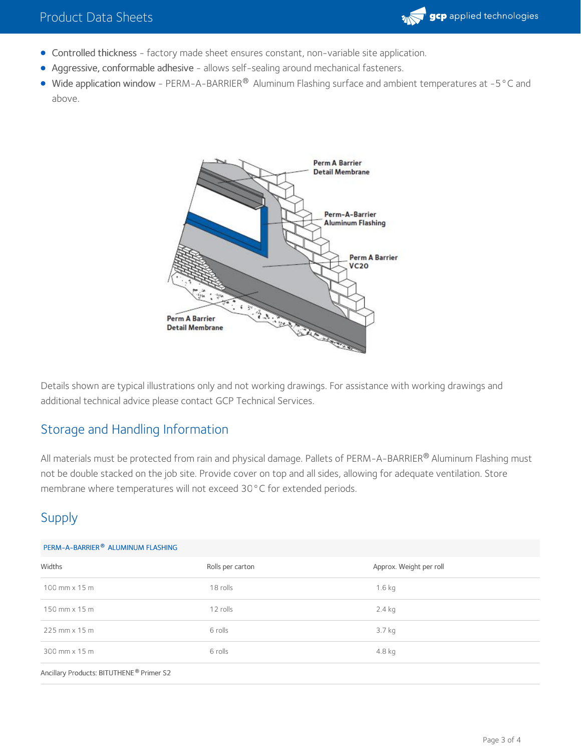- Controlled thickness - factory made sheet ensures constant, non-variable site application.
- Aggressive, conformable adhesive - allows self-sealing around mechanical fasteners.
- Wide application window - PERM-A-BARRIER® Aluminum Flashing surface and ambient temperatures at -5°C and above.

Perm A Barrier Detail Membrane

Perm-A-Barrier Aluminum Flashing

Perm A Barrier VC20

Perm A Barrier Detail Membrane

Details shown are typical illustrations only and not working drawings. For assistance with working drawings and additional technical advice please contact GCP Technical Services.

## Storage and Handling Information

All materials must be protected from rain and physical damage. Pallets of PERM-A-BARRIER® Aluminum Flashing must not be double stacked on the job site. Provide cover on top and all sides, allowing for adequate ventilation. Store membrane where temperatures will not exceed 30°C for extended periods.

## Supply

| PERM-A-BARRIER® ALUMINUM FLASHING | | |
|---|---|---|
| Widths | Rolls per carton | Approx. Weight per roll |
| 100 mm x 15 m | 18 rolls | 1.6 kg |
| 150 mm x 15 m | 12 rolls | 2.4 kg |
| 225 mm x 15 m | 6 rolls | 3.7 kg |
| 300 mm x 15 m | 6 rolls | 4.8 kg |
| Ancillary Products: BITUTHENE® Primer S2 | | |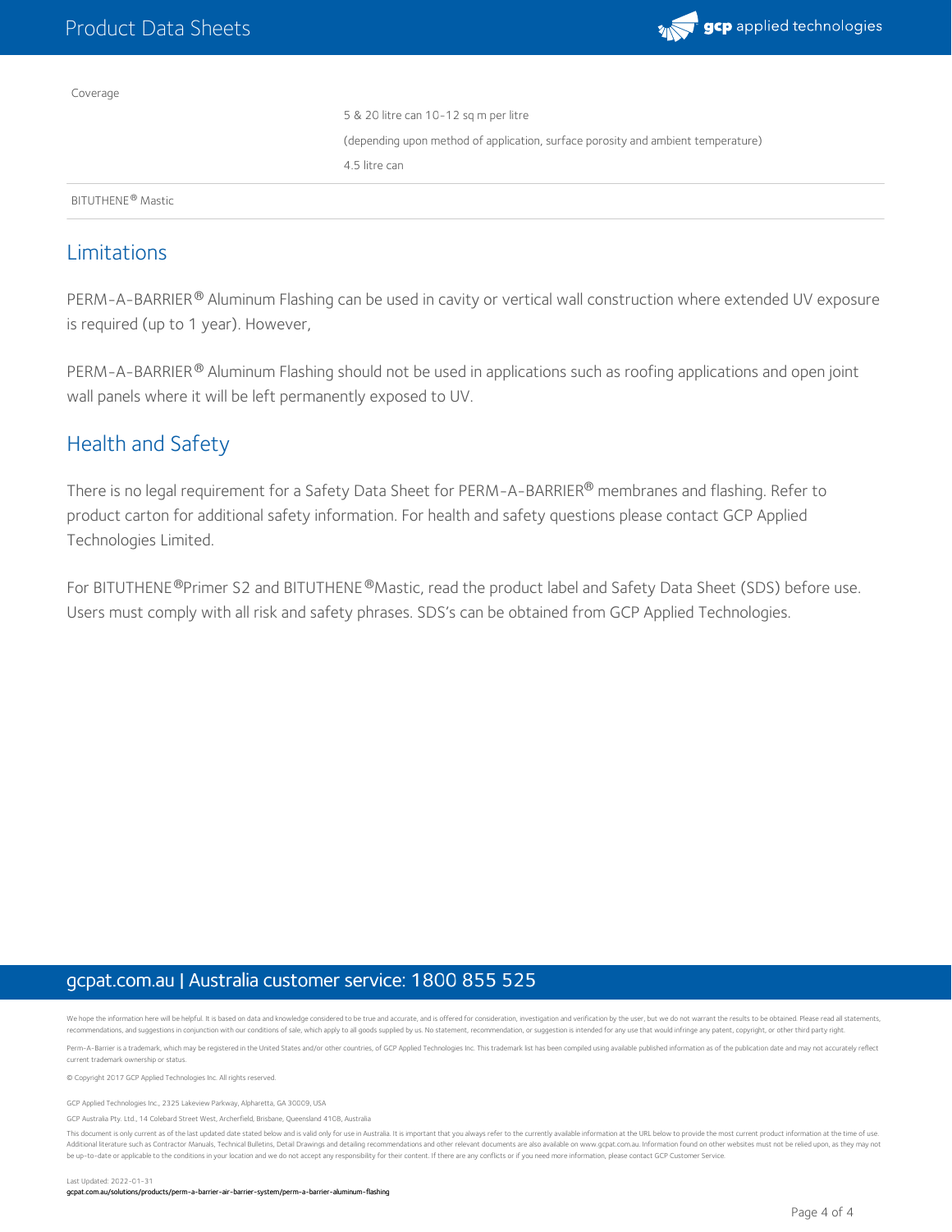| | |
|---|---|
| Coverage | |
| | 5 & 20 litre can 10-12 sq m per litre |
| | (depending upon method of application, surface porosity and ambient temperature) |
| | 4.5 litre can |
| BITUTHENE® Mastic | |

## Limitations

PERM-A-BARRIER® Aluminum Flashing can be used in cavity or vertical wall construction where extended UV exposure is required (up to 1 year). However,

PERM-A-BARRIER® Aluminum Flashing should not be used in applications such as roofing applications and open joint wall panels where it will be left permanently exposed to UV.

## Health and Safety

There is no legal requirement for a Safety Data Sheet for PERM-A-BARRIER® membranes and flashing. Refer to product carton for additional safety information. For health and safety questions please contact GCP Applied Technologies Limited.

For BITUTHENE®Primer S2 and BITUTHENE®Mastic, read the product label and Safety Data Sheet (SDS) before use. Users must comply with all risk and safety phrases. SDS's can be obtained from GCP Applied Technologies.

gcpat.com.au | Australia customer service: 1800 855 525

We hope the information here will be helpful. It is based on data and knowledge considered to be true and accurate, and is offered for consideration, investigation and verification by the user, but we do not warrant the results to be obtained. Please read all statements, recommendations, and suggestions in conjunction with our conditions of sale, which apply to all goods supplied by us. No statement, recommendation, or suggestion is intended for any use that would infringe any patent, copyright, or other third party right.

Perm-A-Barrier is a trademark, which may be registered in the United States and/or other countries, of GCP Applied Technologies Inc. This trademark list has been compiled using available published information as of the publication date and may not accurately reflect current trademark ownership or status.

© Copyright 2017 GCP Applied Technologies Inc. All rights reserved.

GCP Applied Technologies Inc., 2325 Lakeview Parkway, Alpharetta, GA 30009, USA

GCP Australia Pty. Ltd., 14 Colebard Street West, Archerfield, Brisbane, Queensland 4108, Australia

This document is only current as of the last updated date stated below and is valid only for use in Australia. It is important that you always refer to the currently available information at the URL below to provide the most current product information at the time of use. Additional literature such as Contractor Manuals, Technical Bulletins, Detail Drawings and detailing recommendations and other relevant documents are also available on www.gcpat.com.au. Information found on other websites must not be relied upon, as they may not be up-to-date or applicable to the conditions in your location and we do not accept any responsibility for their content. If there are any conflicts or if you need more information, please contact GCP Customer Service.

Last Updated: 2022-01-31
gcpat.com.au/solutions/products/perm-a-barrier-air-barrier-system/perm-a-barrier-aluminum-flashing